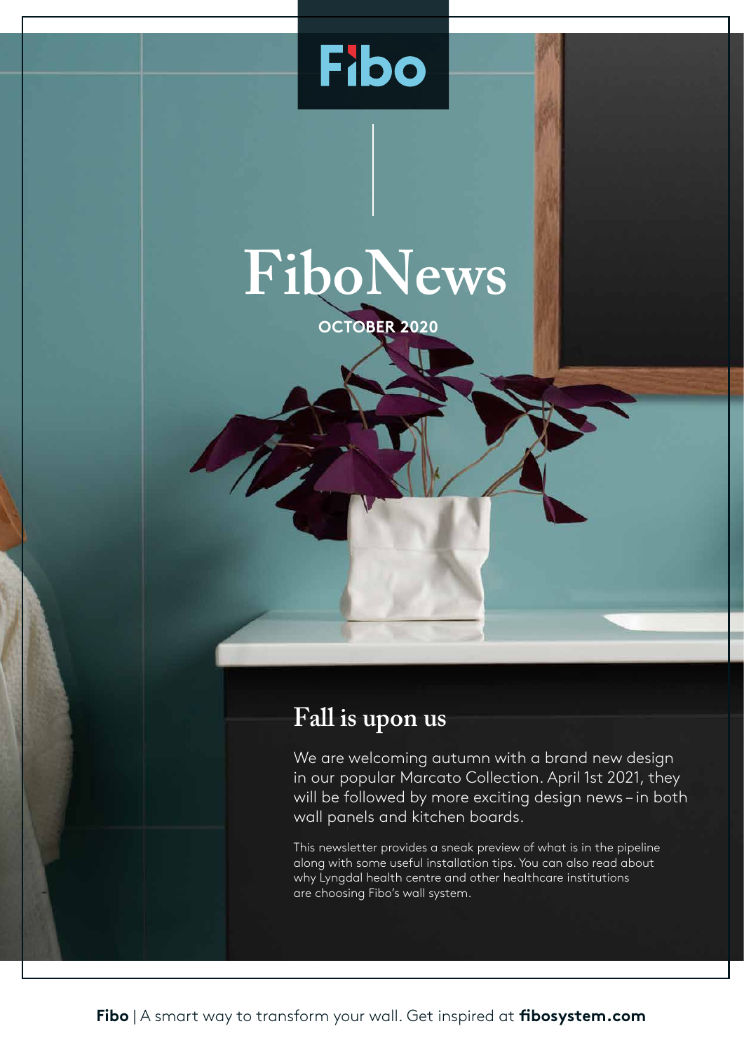Fibo

# FiboNews

**OCTOBER 2020**

## Fall is upon us

We are welcoming autumn with a brand new design in our popular Marcato Collection. April 1st 2021, they will be followed by more exciting design news – in both wall panels and kitchen boards.

This newsletter provides a sneak preview of what is in the pipeline along with some useful installation tips. You can also read about why Lyngdal health centre and other healthcare institutions are choosing Fibo's wall system.

**Fibo** | A smart way to transform your wall. Get inspired at **fibosystem.com**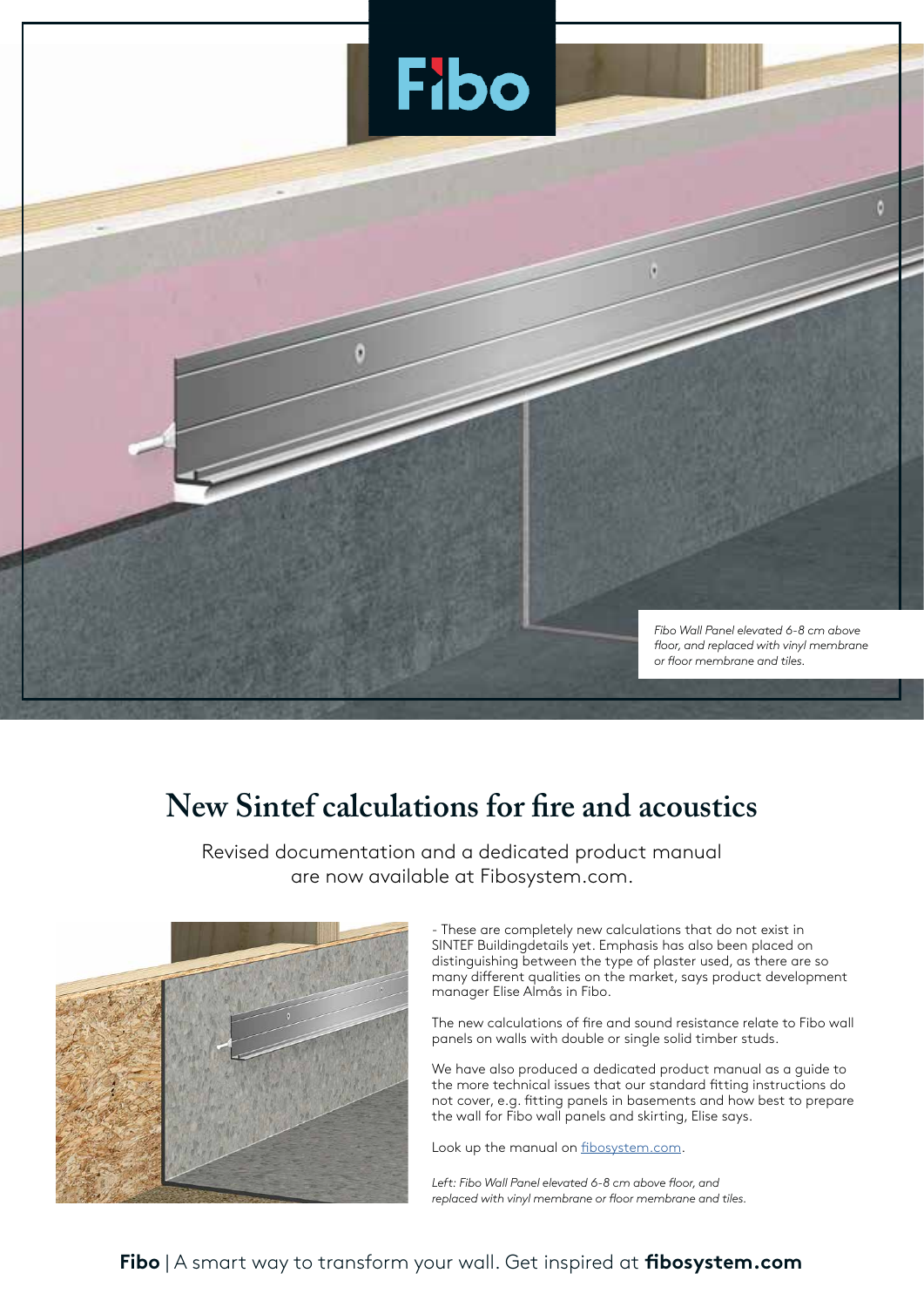Fibo

*Fibo Wall Panel elevated 6-8 cm above floor, and replaced with vinyl membrane or floor membrane and tiles.*

# New Sintef calculations for fire and acoustics

Revised documentation and a dedicated product manual are now available at Fibosystem.com.

- These are completely new calculations that do not exist in SINTEF Buildingdetails yet. Emphasis has also been placed on distinguishing between the type of plaster used, as there are so many different qualities on the market, says product development manager Elise Almås in Fibo.

The new calculations of fire and sound resistance relate to Fibo wall panels on walls with double or single solid timber studs.

We have also produced a dedicated product manual as a guide to the more technical issues that our standard fitting instructions do not cover, e.g. fitting panels in basements and how best to prepare the wall for Fibo wall panels and skirting, Elise says.

Look up the manual on fibosystem.com.

*Left: Fibo Wall Panel elevated 6-8 cm above floor, and replaced with vinyl membrane or floor membrane and tiles.*

**Fibo** | A smart way to transform your wall. Get inspired at **fibosystem.com**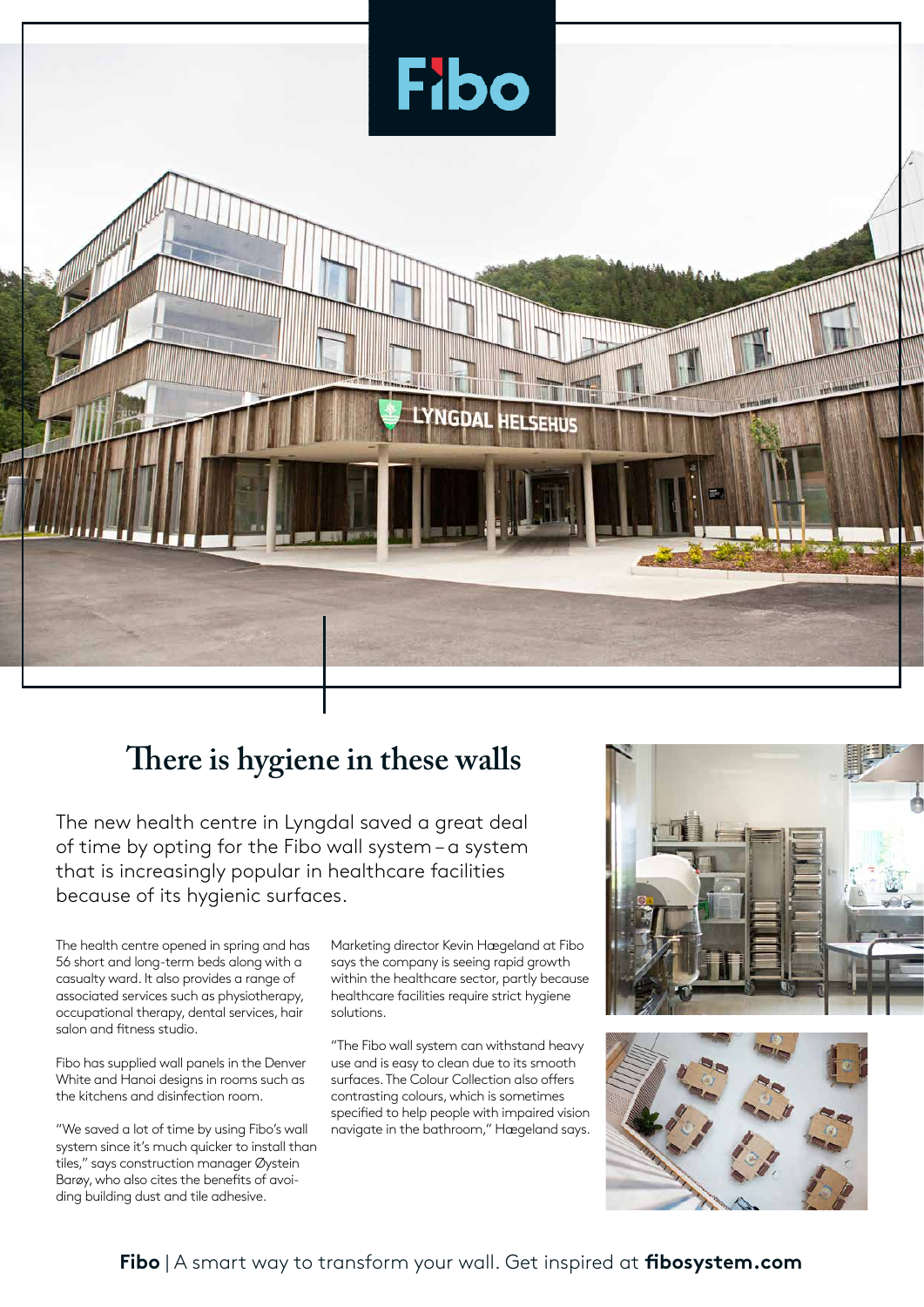# There is hygiene in these walls

The new health centre in Lyngdal saved a great deal of time by opting for the Fibo wall system – a system that is increasingly popular in healthcare facilities because of its hygienic surfaces.

The health centre opened in spring and has 56 short and long-term beds along with a casualty ward. It also provides a range of associated services such as physiotherapy, occupational therapy, dental services, hair salon and fitness studio.

Fibo has supplied wall panels in the Denver White and Hanoi designs in rooms such as the kitchens and disinfection room.

"We saved a lot of time by using Fibo's wall system since it's much quicker to install than tiles," says construction manager Øystein Barøy, who also cites the benefits of avoiding building dust and tile adhesive.

Marketing director Kevin Hægeland at Fibo says the company is seeing rapid growth within the healthcare sector, partly because healthcare facilities require strict hygiene solutions.

"The Fibo wall system can withstand heavy use and is easy to clean due to its smooth surfaces. The Colour Collection also offers contrasting colours, which is sometimes specified to help people with impaired vision navigate in the bathroom," Hægeland says.

**Fibo** | A smart way to transform your wall. Get inspired at **fibosystem.com**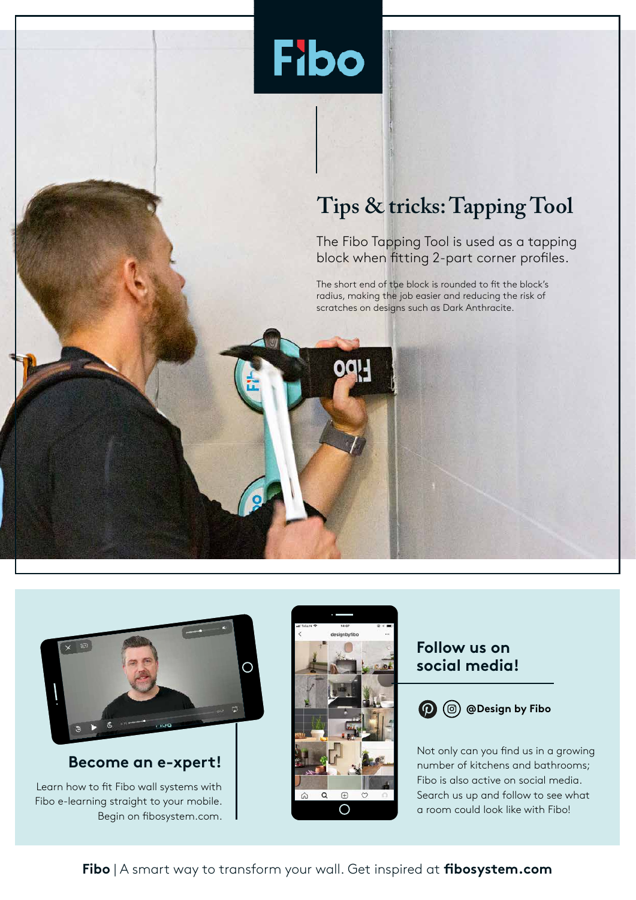# Tips & tricks: Tapping Tool

The Fibo Tapping Tool is used as a tapping block when fitting 2-part corner profiles.

The short end of the block is rounded to fit the block's radius, making the job easier and reducing the risk of scratches on designs such as Dark Anthracite.

## Become an e-xpert!

Learn how to fit Fibo wall systems with Fibo e-learning straight to your mobile. Begin on fibosystem.com.

## Follow us on social media!

**@Design by Fibo**

Not only can you find us in a growing number of kitchens and bathrooms; Fibo is also active on social media. Search us up and follow to see what a room could look like with Fibo!

**Fibo** | A smart way to transform your wall. Get inspired at **fibosystem.com**